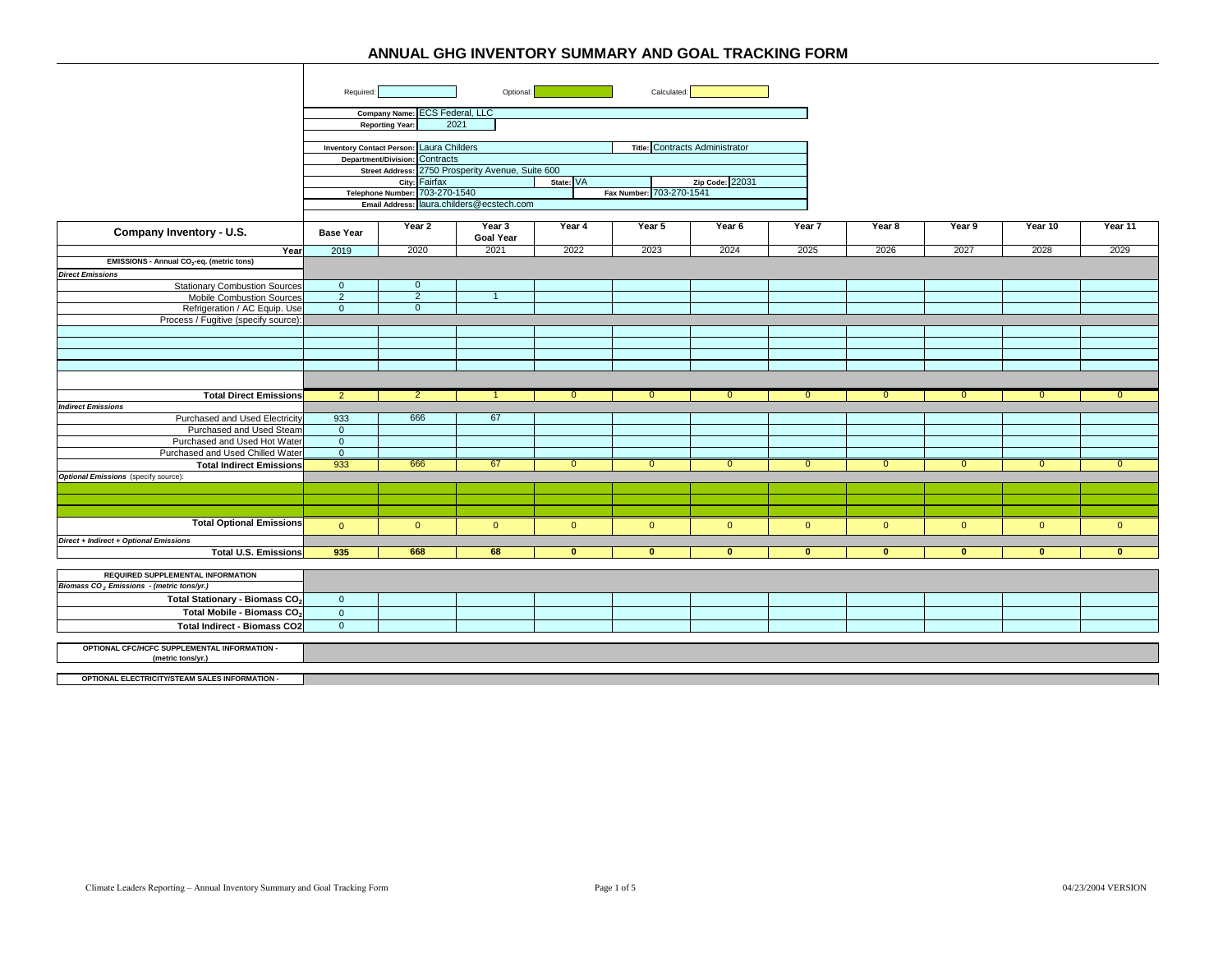# ANNUAL GHG INVENTORY SUMMARY AND GOAL TRACKING FORM

Required: | Optional: | Calculated:

**Company Name:** ECS Federal, LLC
**Reporting Year:** 2021

**Inventory Contact Person:** Laura Childers | **Title:** Contracts Administrator
**Department/Division:** Contracts
**Street Address:** 2750 Prosperity Avenue, Suite 600
**City:** Fairfax | **State:** VA | **Zip Code:** 22031
**Telephone Number:** 703-270-1540 | **Fax Number:** 703-270-1541
**Email Address:** laura.childers@ecstech.com

| Company Inventory - U.S. | Base Year | Year 2 | Year 3 Goal Year | Year 4 | Year 5 | Year 6 | Year 7 | Year 8 | Year 9 | Year 10 | Year 11 |
|---|---|---|---|---|---|---|---|---|---|---|---|
| **Year** | 2019 | 2020 | 2021 | 2022 | 2023 | 2024 | 2025 | 2026 | 2027 | 2028 | 2029 |
| **EMISSIONS - Annual $CO_2$-eq. (metric tons)** | | | | | | | | | | | |
| ***Direct Emissions*** | | | | | | | | | | | |
| Stationary Combustion Sources | 0 | 0 | | | | | | | | | |
| Mobile Combustion Sources | 2 | 2 | 1 | | | | | | | | |
| Refrigeration / AC Equip. Use | 0 | 0 | | | | | | | | | |
| Process / Fugitive (specify source): | | | | | | | | | | | |
| | | | | | | | | | | | |
| | | | | | | | | | | | |
| | | | | | | | | | | | |
| | | | | | | | | | | | |
| **Total Direct Emissions** | 2 | 2 | 1 | 0 | 0 | 0 | 0 | 0 | 0 | 0 | 0 |
| ***Indirect Emissions*** | | | | | | | | | | | |
| Purchased and Used Electricity | 933 | 666 | 67 | | | | | | | | |
| Purchased and Used Steam | 0 | | | | | | | | | | |
| Purchased and Used Hot Water | 0 | | | | | | | | | | |
| Purchased and Used Chilled Water | 0 | | | | | | | | | | |
| **Total Indirect Emissions** | 933 | 666 | 67 | 0 | 0 | 0 | 0 | 0 | 0 | 0 | 0 |
| ***Optional Emissions*** (specify source): | | | | | | | | | | | |
| | | | | | | | | | | | |
| | | | | | | | | | | | |
| | | | | | | | | | | | |
| **Total Optional Emissions** | 0 | 0 | 0 | 0 | 0 | 0 | 0 | 0 | 0 | 0 | 0 |
| ***Direct + Indirect + Optional Emissions*** | | | | | | | | | | | |
| **Total U.S. Emissions** | **935** | **668** | **68** | **0** | **0** | **0** | **0** | **0** | **0** | **0** | **0** |

| REQUIRED SUPPLEMENTAL INFORMATION | | | | | | | | | | | |
|---|---|---|---|---|---|---|---|---|---|---|---|
| ***Biomass $CO_2$ Emissions - (metric tons/yr.)*** | | | | | | | | | | | |
| **Total Stationary - Biomass $CO_2$** | 0 | | | | | | | | | | |
| **Total Mobile - Biomass $CO_2$** | 0 | | | | | | | | | | |
| **Total Indirect - Biomass CO2** | 0 | | | | | | | | | | |

**OPTIONAL CFC/HCFC SUPPLEMENTAL INFORMATION - (metric tons/yr.)**

**OPTIONAL ELECTRICITY/STEAM SALES INFORMATION -**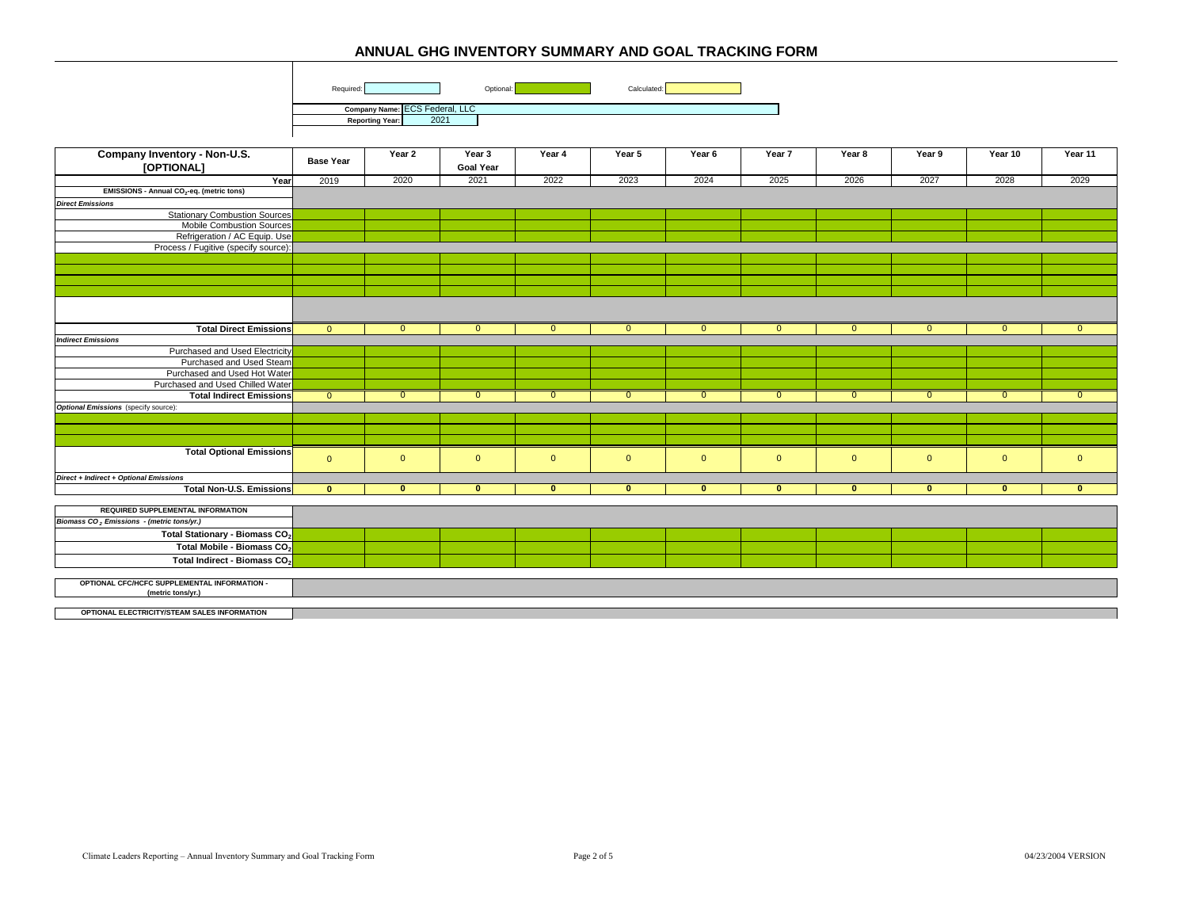# ANNUAL GHG INVENTORY SUMMARY AND GOAL TRACKING FORM

Required: | Optional: | Calculated:

**Company Name:** ECS Federal, LLC

**Reporting Year:** 2021

| Company Inventory - Non-U.S. [OPTIONAL] | Base Year | Year 2 | Year 3 Goal Year | Year 4 | Year 5 | Year 6 | Year 7 | Year 8 | Year 9 | Year 10 | Year 11 |
|---|---|---|---|---|---|---|---|---|---|---|---|
| Year | 2019 | 2020 | 2021 | 2022 | 2023 | 2024 | 2025 | 2026 | 2027 | 2028 | 2029 |
| **EMISSIONS - Annual $CO_2$-eq. (metric tons)** | | | | | | | | | | | |
| ***Direct Emissions*** | | | | | | | | | | | |
| Stationary Combustion Sources | | | | | | | | | | | |
| Mobile Combustion Sources | | | | | | | | | | | |
| Refrigeration / AC Equip. Use | | | | | | | | | | | |
| Process / Fugitive (specify source): | | | | | | | | | | | |
| | | | | | | | | | | | |
| | | | | | | | | | | | |
| | | | | | | | | | | | |
| | | | | | | | | | | | |
| | | | | | | | | | | | |
| **Total Direct Emissions** | 0 | 0 | 0 | 0 | 0 | 0 | 0 | 0 | 0 | 0 | 0 |
| ***Indirect Emissions*** | | | | | | | | | | | |
| Purchased and Used Electricity | | | | | | | | | | | |
| Purchased and Used Steam | | | | | | | | | | | |
| Purchased and Used Hot Water | | | | | | | | | | | |
| Purchased and Used Chilled Water | | | | | | | | | | | |
| **Total Indirect Emissions** | 0 | 0 | 0 | 0 | 0 | 0 | 0 | 0 | 0 | 0 | 0 |
| ***Optional Emissions*** (specify source): | | | | | | | | | | | |
| | | | | | | | | | | | |
| | | | | | | | | | | | |
| | | | | | | | | | | | |
| **Total Optional Emissions** | 0 | 0 | 0 | 0 | 0 | 0 | 0 | 0 | 0 | 0 | 0 |
| ***Direct + Indirect + Optional Emissions*** | | | | | | | | | | | |
| **Total Non-U.S. Emissions** | **0** | **0** | **0** | **0** | **0** | **0** | **0** | **0** | **0** | **0** | **0** |

| REQUIRED SUPPLEMENTAL INFORMATION | | | | | | | | | | | |
|---|---|---|---|---|---|---|---|---|---|---|---|
| ***Biomass $CO_2$ Emissions - (metric tons/yr.)*** | | | | | | | | | | | |
| **Total Stationary - Biomass $CO_2$** | | | | | | | | | | | |
| **Total Mobile - Biomass $CO_2$** | | | | | | | | | | | |
| **Total Indirect - Biomass $CO_2$** | | | | | | | | | | | |

**OPTIONAL CFC/HCFC SUPPLEMENTAL INFORMATION - (metric tons/yr.)**

**OPTIONAL ELECTRICITY/STEAM SALES INFORMATION**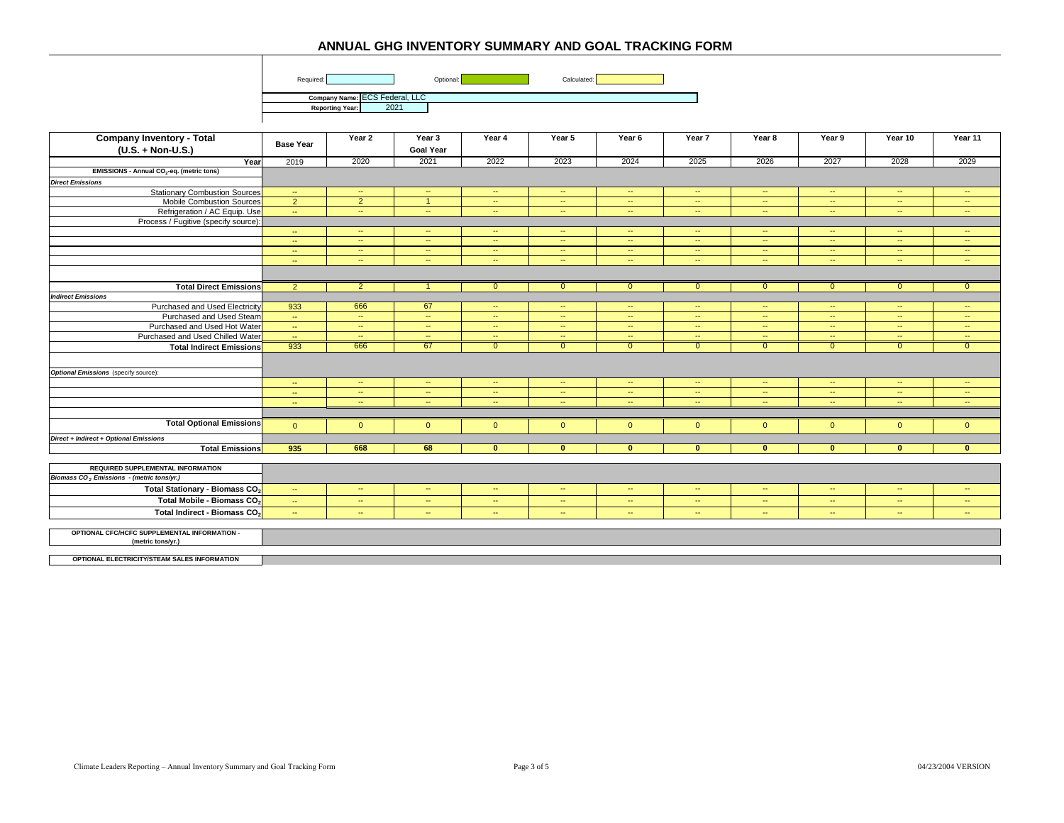# ANNUAL GHG INVENTORY SUMMARY AND GOAL TRACKING FORM

Required: | Optional: | Calculated:

**Company Name:** ECS Federal, LLC

**Reporting Year:** 2021

| Company Inventory - Total (U.S. + Non-U.S.) | Base Year | Year 2 | Year 3 Goal Year | Year 4 | Year 5 | Year 6 | Year 7 | Year 8 | Year 9 | Year 10 | Year 11 |
|---|---|---|---|---|---|---|---|---|---|---|---|
| Year | 2019 | 2020 | 2021 | 2022 | 2023 | 2024 | 2025 | 2026 | 2027 | 2028 | 2029 |
| **EMISSIONS - Annual $CO_2$-eq. (metric tons)** | | | | | | | | | | | |
| ***Direct Emissions*** | | | | | | | | | | | |
| Stationary Combustion Sources | -- | -- | -- | -- | -- | -- | -- | -- | -- | -- | -- |
| Mobile Combustion Sources | 2 | 2 | 1 | -- | -- | -- | -- | -- | -- | -- | -- |
| Refrigeration / AC Equip. Use | -- | -- | -- | -- | -- | -- | -- | -- | -- | -- | -- |
| Process / Fugitive (specify source): | | | | | | | | | | | |
| | -- | -- | -- | -- | -- | -- | -- | -- | -- | -- | -- |
| | -- | -- | -- | -- | -- | -- | -- | -- | -- | -- | -- |
| | -- | -- | -- | -- | -- | -- | -- | -- | -- | -- | -- |
| | -- | -- | -- | -- | -- | -- | -- | -- | -- | -- | -- |
| **Total Direct Emissions** | 2 | 2 | 1 | 0 | 0 | 0 | 0 | 0 | 0 | 0 | 0 |
| ***Indirect Emissions*** | | | | | | | | | | | |
| Purchased and Used Electricity | 933 | 666 | 67 | -- | -- | -- | -- | -- | -- | -- | -- |
| Purchased and Used Steam | -- | -- | -- | -- | -- | -- | -- | -- | -- | -- | -- |
| Purchased and Used Hot Water | -- | -- | -- | -- | -- | -- | -- | -- | -- | -- | -- |
| Purchased and Used Chilled Water | -- | -- | -- | -- | -- | -- | -- | -- | -- | -- | -- |
| **Total Indirect Emissions** | 933 | 666 | 67 | 0 | 0 | 0 | 0 | 0 | 0 | 0 | 0 |
| ***Optional Emissions*** (specify source): | | | | | | | | | | | |
| | -- | -- | -- | -- | -- | -- | -- | -- | -- | -- | -- |
| | -- | -- | -- | -- | -- | -- | -- | -- | -- | -- | -- |
| | -- | -- | -- | -- | -- | -- | -- | -- | -- | -- | -- |
| **Total Optional Emissions** | 0 | 0 | 0 | 0 | 0 | 0 | 0 | 0 | 0 | 0 | 0 |
| ***Direct + Indirect + Optional Emissions*** | | | | | | | | | | | |
| **Total Emissions** | **935** | **668** | **68** | **0** | **0** | **0** | **0** | **0** | **0** | **0** | **0** |

| REQUIRED SUPPLEMENTAL INFORMATION | | | | | | | | | | | |
|---|---|---|---|---|---|---|---|---|---|---|---|
| ***Biomass $CO_2$ Emissions - (metric tons/yr.)*** | | | | | | | | | | | |
| **Total Stationary - Biomass $CO_2$** | -- | -- | -- | -- | -- | -- | -- | -- | -- | -- | -- |
| **Total Mobile - Biomass $CO_2$** | -- | -- | -- | -- | -- | -- | -- | -- | -- | -- | -- |
| **Total Indirect - Biomass $CO_2$** | -- | -- | -- | -- | -- | -- | -- | -- | -- | -- | -- |

**OPTIONAL CFC/HCFC SUPPLEMENTAL INFORMATION - (metric tons/yr.)**

**OPTIONAL ELECTRICITY/STEAM SALES INFORMATION**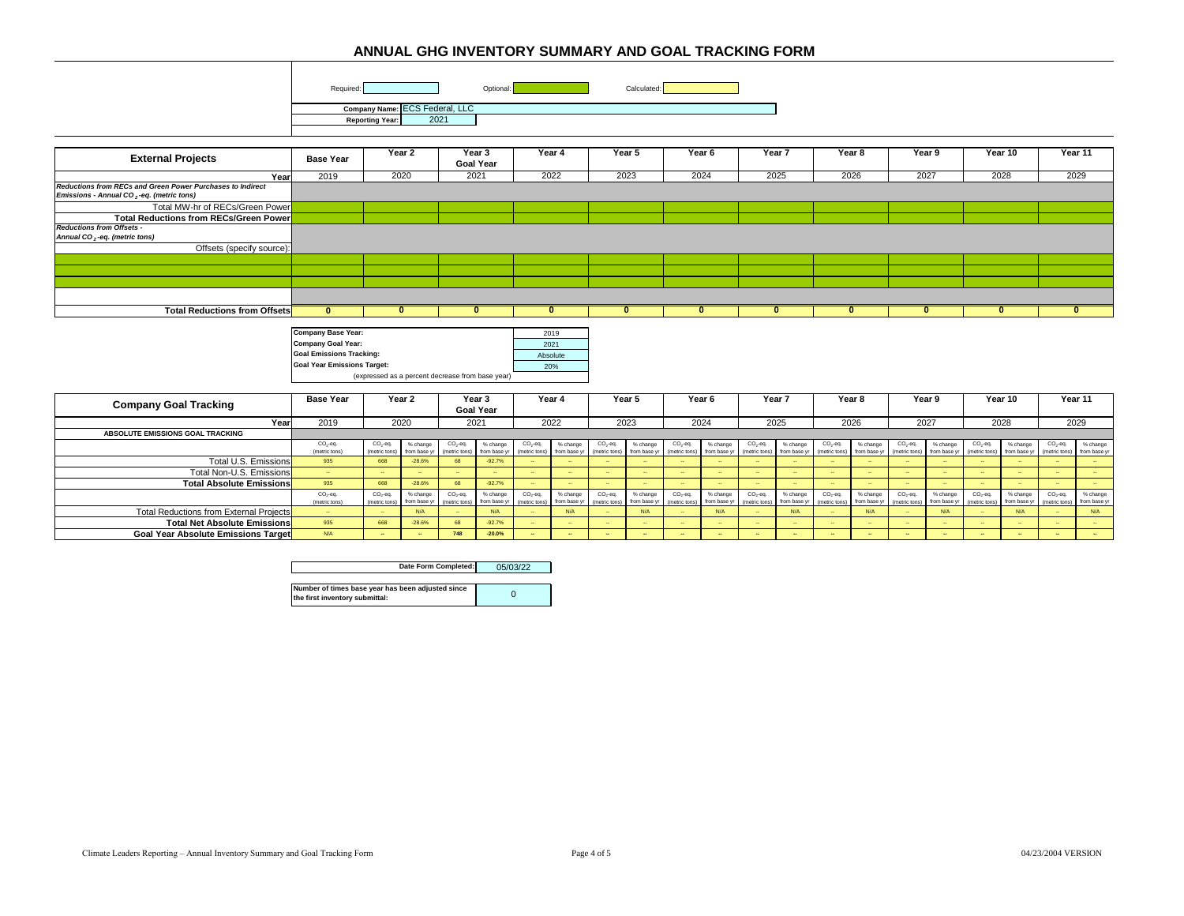# ANNUAL GHG INVENTORY SUMMARY AND GOAL TRACKING FORM

Required: | Optional: | Calculated:

**Company Name:** ECS Federal, LLC

**Reporting Year:** 2021

| External Projects | Base Year | Year 2 | Year 3 Goal Year | Year 4 | Year 5 | Year 6 | Year 7 | Year 8 | Year 9 | Year 10 | Year 11 |
|---|---|---|---|---|---|---|---|---|---|---|---|
| Year | 2019 | 2020 | 2021 | 2022 | 2023 | 2024 | 2025 | 2026 | 2027 | 2028 | 2029 |
| ***Reductions from RECs and Green Power Purchases to Indirect Emissions - Annual $CO_2$-eq. (metric tons)*** | | | | | | | | | | | |
| Total MW-hr of RECs/Green Power | | | | | | | | | | | |
| **Total Reductions from RECs/Green Power** | | | | | | | | | | | |
| ***Reductions from Offsets - Annual $CO_2$-eq. (metric tons)*** | | | | | | | | | | | |
| Offsets (specify source): | | | | | | | | | | | |
| | | | | | | | | | | | |
| | | | | | | | | | | | |
| | | | | | | | | | | | |
| | | | | | | | | | | | |
| **Total Reductions from Offsets** | 0 | 0 | 0 | 0 | 0 | 0 | 0 | 0 | 0 | 0 | 0 |

| | |
|---|---|
| **Company Base Year:** | 2019 |
| **Company Goal Year:** | 2021 |
| **Goal Emissions Tracking:** | Absolute |
| **Goal Year Emissions Target:** | 20% |
| (expressed as a percent decrease from base year) | |

| Company Goal Tracking | Base Year | Year 2 | | Year 3 Goal Year | | Year 4 | | Year 5 | | Year 6 | | Year 7 | | Year 8 | | Year 9 | | Year 10 | | Year 11 | |
|---|---|---|---|---|---|---|---|---|---|---|---|---|---|---|---|---|---|---|---|---|---|
| Year | 2019 | 2020 | | 2021 | | 2022 | | 2023 | | 2024 | | 2025 | | 2026 | | 2027 | | 2028 | | 2029 | |
| **ABSOLUTE EMISSIONS GOAL TRACKING** | | | | | | | | | | | | | | | | | | | | | |
| | $CO_2$-eq. (metric tons) | $CO_2$-eq. (metric tons) | % change from base yr | $CO_2$-eq. (metric tons) | % change from base yr | $CO_2$-eq. (metric tons) | % change from base yr | $CO_2$-eq. (metric tons) | % change from base yr | $CO_2$-eq. (metric tons) | % change from base yr | $CO_2$-eq. (metric tons) | % change from base yr | $CO_2$-eq. (metric tons) | % change from base yr | $CO_2$-eq. (metric tons) | % change from base yr | $CO_2$-eq. (metric tons) | % change from base yr | $CO_2$-eq. (metric tons) | % change from base yr |
| Total U.S. Emissions | 935 | 668 | -28.6% | 68 | -92.7% | -- | -- | -- | -- | -- | -- | -- | -- | -- | -- | -- | -- | -- | -- | -- | -- |
| Total Non-U.S. Emissions | -- | -- | -- | -- | -- | -- | -- | -- | -- | -- | -- | -- | -- | -- | -- | -- | -- | -- | -- | -- | -- |
| **Total Absolute Emissions** | 935 | 668 | -28.6% | 68 | -92.7% | -- | -- | -- | -- | -- | -- | -- | -- | -- | -- | -- | -- | -- | -- | -- | -- |
| | $CO_2$-eq. (metric tons) | $CO_2$-eq. (metric tons) | % change from base yr | $CO_2$-eq. (metric tons) | % change from base yr | $CO_2$-eq. (metric tons) | % change from base yr | $CO_2$-eq. (metric tons) | % change from base yr | $CO_2$-eq. (metric tons) | % change from base yr | $CO_2$-eq. (metric tons) | % change from base yr | $CO_2$-eq. (metric tons) | % change from base yr | $CO_2$-eq. (metric tons) | % change from base yr | $CO_2$-eq. (metric tons) | % change from base yr | $CO_2$-eq. (metric tons) | % change from base yr |
| Total Reductions from External Projects | -- | -- | N/A | -- | N/A | -- | N/A | -- | N/A | -- | N/A | -- | N/A | -- | N/A | -- | N/A | -- | N/A | -- | N/A |
| **Total Net Absolute Emissions** | 935 | 668 | -28.6% | 68 | -92.7% | -- | -- | -- | -- | -- | -- | -- | -- | -- | -- | -- | -- | -- | -- | -- | -- |
| **Goal Year Absolute Emissions Target** | N/A | -- | -- | 748 | -20.0% | -- | -- | -- | -- | -- | -- | -- | -- | -- | -- | -- | -- | -- | -- | -- | -- |

| | |
|---|---|
| **Date Form Completed:** | 05/03/22 |
| **Number of times base year has been adjusted since the first inventory submittal:** | 0 |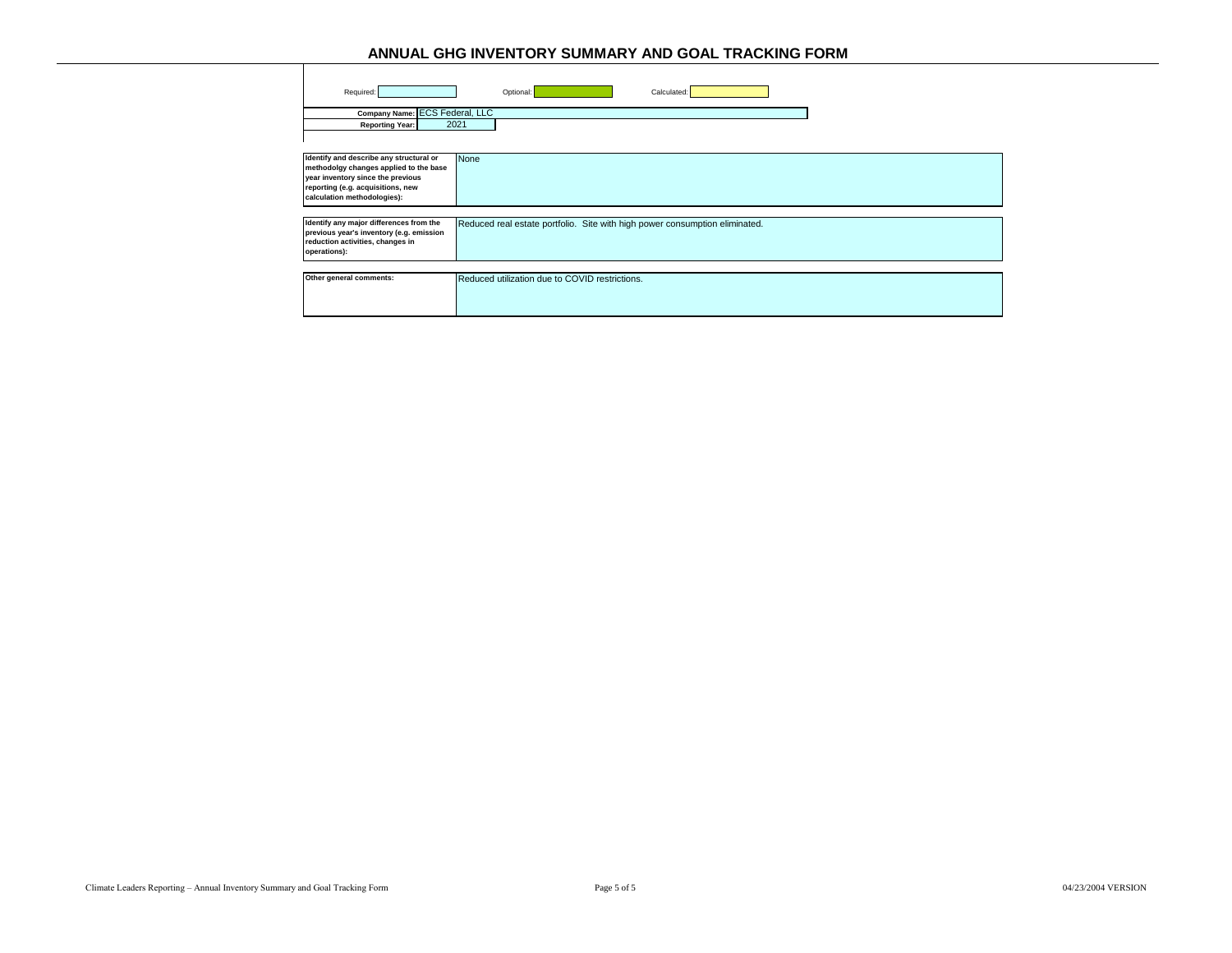# ANNUAL GHG INVENTORY SUMMARY AND GOAL TRACKING FORM

Required: Optional: Calculated:

| | |
|---|---|
| **Company Name:** | ECS Federal, LLC |
| **Reporting Year:** | 2021 |

| | |
|---|---|
| **Identify and describe any structural or methodolgy changes applied to the base year inventory since the previous reporting (e.g. acquisitions, new calculation methodologies):** | None |

| | |
|---|---|
| **Identify any major differences from the previous year's inventory (e.g. emission reduction activities, changes in operations):** | Reduced real estate portfolio. Site with high power consumption eliminated. |

| | |
|---|---|
| **Other general comments:** | Reduced utilization due to COVID restrictions. |